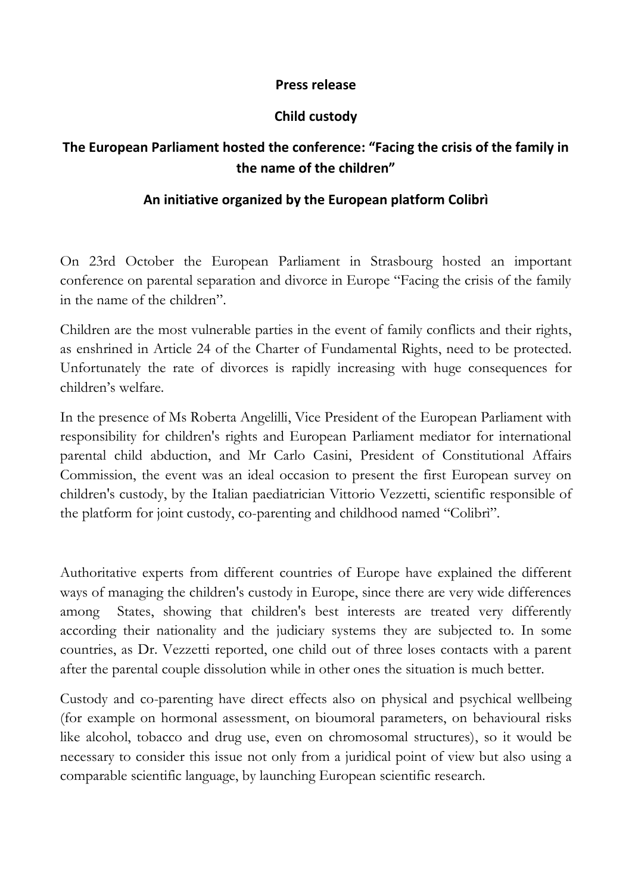**Press release**

**Child custody**

## The European Parliament hosted the conference: "Facing the crisis of the family in the name of the children"

### An initiative organized by the European platform Colibrì

On 23rd October the European Parliament in Strasbourg hosted an important conference on parental separation and divorce in Europe "Facing the crisis of the family in the name of the children".

Children are the most vulnerable parties in the event of family conflicts and their rights, as enshrined in Article 24 of the Charter of Fundamental Rights, need to be protected. Unfortunately the rate of divorces is rapidly increasing with huge consequences for children's welfare.

In the presence of Ms Roberta Angelilli, Vice President of the European Parliament with responsibility for children's rights and European Parliament mediator for international parental child abduction, and Mr Carlo Casini, President of Constitutional Affairs Commission, the event was an ideal occasion to present the first European survey on children's custody, by the Italian paediatrician Vittorio Vezzetti, scientific responsible of the platform for joint custody, co-parenting and childhood named "Colibrì".

Authoritative experts from different countries of Europe have explained the different ways of managing the children's custody in Europe, since there are very wide differences among States, showing that children's best interests are treated very differently according their nationality and the judiciary systems they are subjected to. In some countries, as Dr. Vezzetti reported, one child out of three loses contacts with a parent after the parental couple dissolution while in other ones the situation is much better.

Custody and co-parenting have direct effects also on physical and psychical wellbeing (for example on hormonal assessment, on bioumoral parameters, on behavioural risks like alcohol, tobacco and drug use, even on chromosomal structures), so it would be necessary to consider this issue not only from a juridical point of view but also using a comparable scientific language, by launching European scientific research.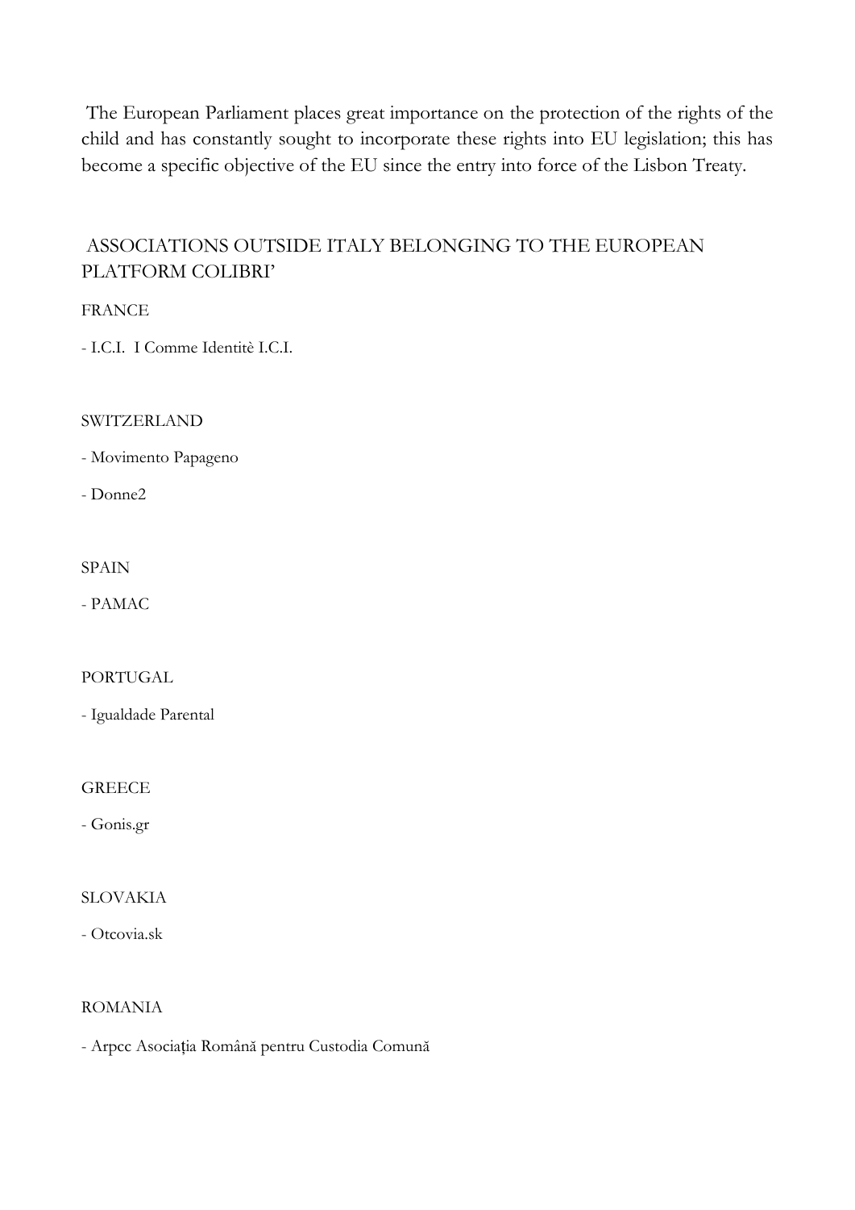The European Parliament places great importance on the protection of the rights of the child and has constantly sought to incorporate these rights into EU legislation; this has become a specific objective of the EU since the entry into force of the Lisbon Treaty.

## ASSOCIATIONS OUTSIDE ITALY BELONGING TO THE EUROPEAN PLATFORM COLIBRI'

FRANCE

- I.C.I. I Comme Identitè I.C.I.

SWITZERLAND

- Movimento Papageno
- Donne2

SPAIN

- PAMAC

PORTUGAL

- Igualdade Parental

GREECE

- Gonis.gr

SLOVAKIA

- Otcovia.sk

ROMANIA

- Arpcc Asociația Română pentru Custodia Comună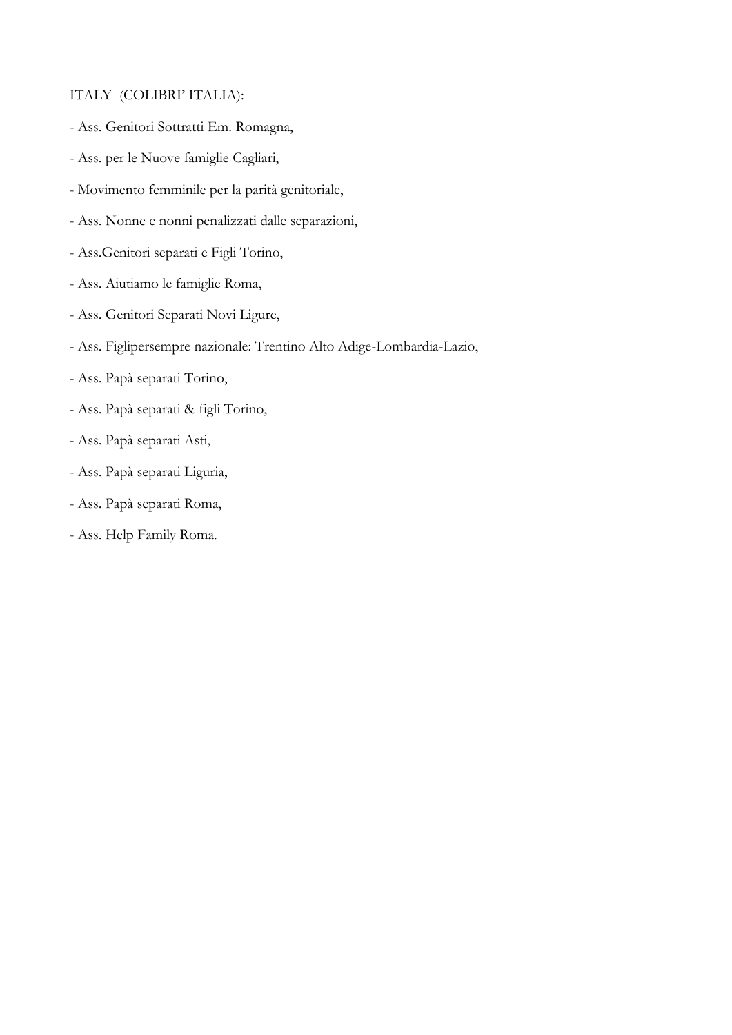ITALY (COLIBRI' ITALIA):

- Ass. Genitori Sottratti Em. Romagna,
- Ass. per le Nuove famiglie Cagliari,
- Movimento femminile per la parità genitoriale,
- Ass. Nonne e nonni penalizzati dalle separazioni,
- Ass.Genitori separati e Figli Torino,
- Ass. Aiutiamo le famiglie Roma,
- Ass. Genitori Separati Novi Ligure,
- Ass. Figlipersempre nazionale: Trentino Alto Adige-Lombardia-Lazio,
- Ass. Papà separati Torino,
- Ass. Papà separati & figli Torino,
- Ass. Papà separati Asti,
- Ass. Papà separati Liguria,
- Ass. Papà separati Roma,
- Ass. Help Family Roma.